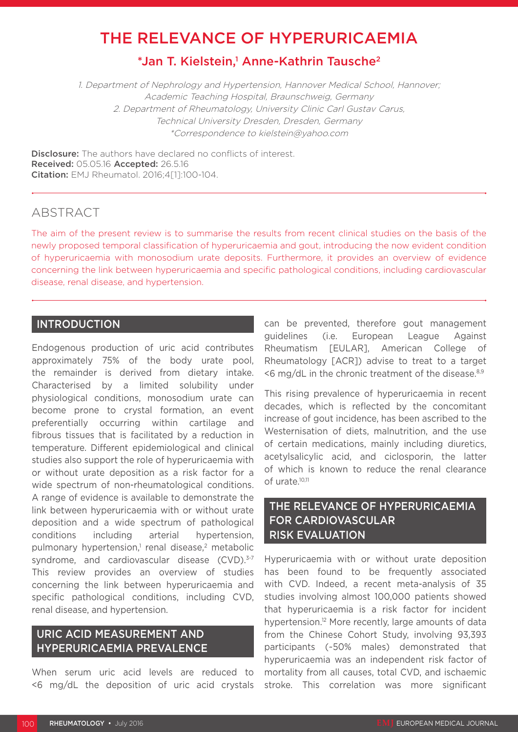# THE RELEVANCE OF HYPERURICAEMIA

**\*Jan T. Kielstein,[1] Anne-Kathrin Tausche[2]**

1. Department of Nephrology and Hypertension, Hannover Medical School, Hannover; Academic Teaching Hospital, Braunschweig, Germany
2. Department of Rheumatology, University Clinic Carl Gustav Carus, Technical University Dresden, Dresden, Germany

\*Correspondence to kielstein@yahoo.com

**Disclosure:** The authors have declared no conflicts of interest.
**Received:** 05.05.16 **Accepted:** 26.5.16
**Citation:** EMJ Rheumatol. 2016;4[1]:100-104.

## ABSTRACT

The aim of the present review is to summarise the results from recent clinical studies on the basis of the newly proposed temporal classification of hyperuricaemia and gout, introducing the now evident condition of hyperuricaemia with monosodium urate deposits. Furthermore, it provides an overview of evidence concerning the link between hyperuricaemia and specific pathological conditions, including cardiovascular disease, renal disease, and hypertension.

## INTRODUCTION

Endogenous production of uric acid contributes approximately 75% of the body urate pool, the remainder is derived from dietary intake. Characterised by a limited solubility under physiological conditions, monosodium urate can become prone to crystal formation, an event preferentially occurring within cartilage and fibrous tissues that is facilitated by a reduction in temperature. Different epidemiological and clinical studies also support the role of hyperuricaemia with or without urate deposition as a risk factor for a wide spectrum of non-rheumatological conditions. A range of evidence is available to demonstrate the link between hyperuricaemia with or without urate deposition and a wide spectrum of pathological conditions including arterial hypertension, pulmonary hypertension,[1] renal disease,[2] metabolic syndrome, and cardiovascular disease (CVD).[3-7] This review provides an overview of studies concerning the link between hyperuricaemia and specific pathological conditions, including CVD, renal disease, and hypertension.

## URIC ACID MEASUREMENT AND HYPERURICAEMIA PREVALENCE

When serum uric acid levels are reduced to <6 mg/dL the deposition of uric acid crystals can be prevented, therefore gout management guidelines (i.e. European League Against Rheumatism [EULAR], American College of Rheumatology [ACR]) advise to treat to a target <6 mg/dL in the chronic treatment of the disease.[8,9]

This rising prevalence of hyperuricaemia in recent decades, which is reflected by the concomitant increase of gout incidence, has been ascribed to the Westernisation of diets, malnutrition, and the use of certain medications, mainly including diuretics, acetylsalicylic acid, and ciclosporin, the latter of which is known to reduce the renal clearance of urate.[10,11]

## THE RELEVANCE OF HYPERURICAEMIA FOR CARDIOVASCULAR RISK EVALUATION

Hyperuricaemia with or without urate deposition has been found to be frequently associated with CVD. Indeed, a recent meta-analysis of 35 studies involving almost 100,000 patients showed that hyperuricaemia is a risk factor for incident hypertension.[12] More recently, large amounts of data from the Chinese Cohort Study, involving 93,393 participants (~50% males) demonstrated that hyperuricaemia was an independent risk factor of mortality from all causes, total CVD, and ischaemic stroke. This correlation was more significant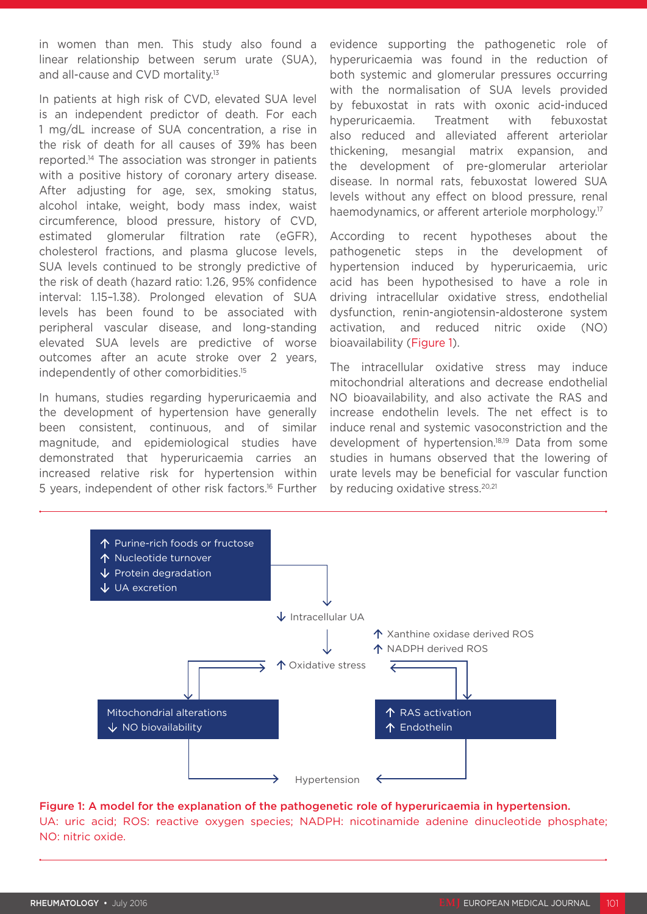in women than men. This study also found a linear relationship between serum urate (SUA), and all-cause and CVD mortality.[13]

In patients at high risk of CVD, elevated SUA level is an independent predictor of death. For each 1 mg/dL increase of SUA concentration, a rise in the risk of death for all causes of 39% has been reported.[14] The association was stronger in patients with a positive history of coronary artery disease. After adjusting for age, sex, smoking status, alcohol intake, weight, body mass index, waist circumference, blood pressure, history of CVD, estimated glomerular filtration rate (eGFR), cholesterol fractions, and plasma glucose levels, SUA levels continued to be strongly predictive of the risk of death (hazard ratio: 1.26, 95% confidence interval: 1.15–1.38). Prolonged elevation of SUA levels has been found to be associated with peripheral vascular disease, and long-standing elevated SUA levels are predictive of worse outcomes after an acute stroke over 2 years, independently of other comorbidities.[15]

In humans, studies regarding hyperuricaemia and the development of hypertension have generally been consistent, continuous, and of similar magnitude, and epidemiological studies have demonstrated that hyperuricaemia carries an increased relative risk for hypertension within 5 years, independent of other risk factors.[16] Further evidence supporting the pathogenetic role of hyperuricaemia was found in the reduction of both systemic and glomerular pressures occurring with the normalisation of SUA levels provided by febuxostat in rats with oxonic acid-induced hyperuricaemia. Treatment with febuxostat also reduced and alleviated afferent arteriolar thickening, mesangial matrix expansion, and the development of pre-glomerular arteriolar disease. In normal rats, febuxostat lowered SUA levels without any effect on blood pressure, renal haemodynamics, or afferent arteriole morphology.[17]

According to recent hypotheses about the pathogenetic steps in the development of hypertension induced by hyperuricaemia, uric acid has been hypothesised to have a role in driving intracellular oxidative stress, endothelial dysfunction, renin-angiotensin-aldosterone system activation, and reduced nitric oxide (NO) bioavailability (Figure 1).

The intracellular oxidative stress may induce mitochondrial alterations and decrease endothelial NO bioavailability, and also activate the RAS and increase endothelin levels. The net effect is to induce renal and systemic vasoconstriction and the development of hypertension.[18,19] Data from some studies in humans observed that the lowering of urate levels may be beneficial for vascular function by reducing oxidative stress.[20,21]

↑ Purine-rich foods or fructose
↑ Nucleotide turnover
↓ Protein degradation
↓ UA excretion

↓ Intracellular UA

↑ Xanthine oxidase derived ROS
↑ NADPH derived ROS

↑ Oxidative stress

Mitochondrial alterations
↓ NO biovailability

↑ RAS activation
↑ Endothelin

Hypertension

**Figure 1: A model for the explanation of the pathogenetic role of hyperuricaemia in hypertension.**
UA: uric acid; ROS: reactive oxygen species; NADPH: nicotinamide adenine dinucleotide phosphate; NO: nitric oxide.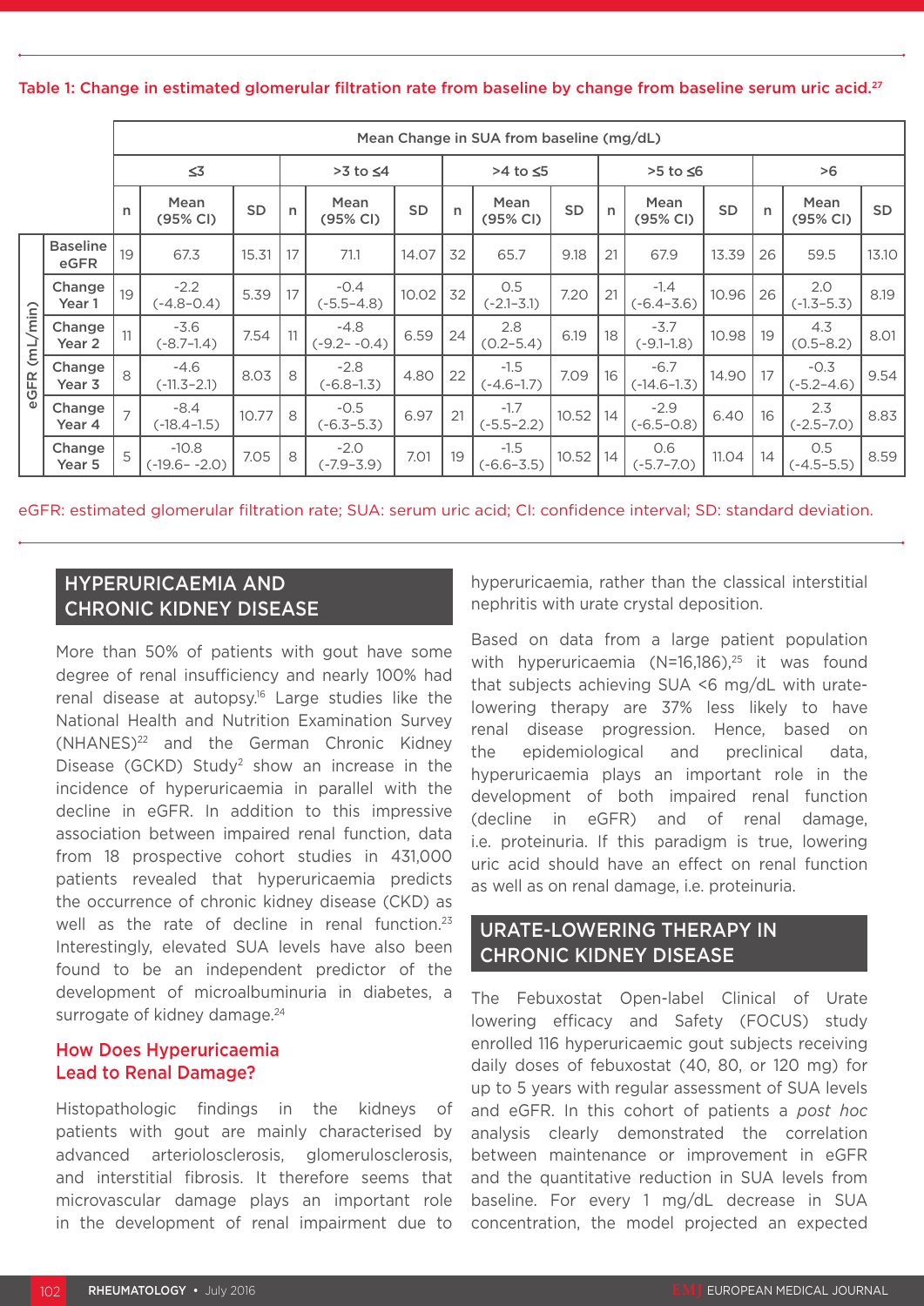Table 1: Change in estimated glomerular filtration rate from baseline by change from baseline serum uric acid.[27]

| | | Mean Change in SUA from baseline (mg/dL) | | | | | | | | | | | | | | |
|---|---|---|---|---|---|---|---|---|---|---|---|---|---|---|---|---|
| | | ≤3 | | | >3 to ≤4 | | | >4 to ≤5 | | | >5 to ≤6 | | | >6 | | |
| | | n | Mean (95% CI) | SD | n | Mean (95% CI) | SD | n | Mean (95% CI) | SD | n | Mean (95% CI) | SD | n | Mean (95% CI) | SD |
| eGFR (mL/min) | Baseline eGFR | 19 | 67.3 | 15.31 | 17 | 71.1 | 14.07 | 32 | 65.7 | 9.18 | 21 | 67.9 | 13.39 | 26 | 59.5 | 13.10 |
| | Change Year 1 | 19 | -2.2 (-4.8–0.4) | 5.39 | 17 | -0.4 (-5.5–4.8) | 10.02 | 32 | 0.5 (-2.1–3.1) | 7.20 | 21 | -1.4 (-6.4–3.6) | 10.96 | 26 | 2.0 (-1.3–5.3) | 8.19 |
| | Change Year 2 | 11 | -3.6 (-8.7–1.4) | 7.54 | 11 | -4.8 (-9.2– -0.4) | 6.59 | 24 | 2.8 (0.2–5.4) | 6.19 | 18 | -3.7 (-9.1–1.8) | 10.98 | 19 | 4.3 (0.5–8.2) | 8.01 |
| | Change Year 3 | 8 | -4.6 (-11.3–2.1) | 8.03 | 8 | -2.8 (-6.8–1.3) | 4.80 | 22 | -1.5 (-4.6–1.7) | 7.09 | 16 | -6.7 (-14.6–1.3) | 14.90 | 17 | -0.3 (-5.2–4.6) | 9.54 |
| | Change Year 4 | 7 | -8.4 (-18.4–1.5) | 10.77 | 8 | -0.5 (-6.3–5.3) | 6.97 | 21 | -1.7 (-5.5–2.2) | 10.52 | 14 | -2.9 (-6.5–0.8) | 6.40 | 16 | 2.3 (-2.5–7.0) | 8.83 |
| | Change Year 5 | 5 | -10.8 (-19.6– -2.0) | 7.05 | 8 | -2.0 (-7.9–3.9) | 7.01 | 19 | -1.5 (-6.6–3.5) | 10.52 | 14 | 0.6 (-5.7–7.0) | 11.04 | 14 | 0.5 (-4.5–5.5) | 8.59 |

eGFR: estimated glomerular filtration rate; SUA: serum uric acid; CI: confidence interval; SD: standard deviation.

## HYPERURICAEMIA AND CHRONIC KIDNEY DISEASE

More than 50% of patients with gout have some degree of renal insufficiency and nearly 100% had renal disease at autopsy.[16] Large studies like the National Health and Nutrition Examination Survey (NHANES)[22] and the German Chronic Kidney Disease (GCKD) Study[2] show an increase in the incidence of hyperuricaemia in parallel with the decline in eGFR. In addition to this impressive association between impaired renal function, data from 18 prospective cohort studies in 431,000 patients revealed that hyperuricaemia predicts the occurrence of chronic kidney disease (CKD) as well as the rate of decline in renal function.[23] Interestingly, elevated SUA levels have also been found to be an independent predictor of the development of microalbuminuria in diabetes, a surrogate of kidney damage.[24]

### How Does Hyperuricaemia Lead to Renal Damage?

Histopathologic findings in the kidneys of patients with gout are mainly characterised by advanced arteriolosclerosis, glomerulosclerosis, and interstitial fibrosis. It therefore seems that microvascular damage plays an important role in the development of renal impairment due to hyperuricaemia, rather than the classical interstitial nephritis with urate crystal deposition.

Based on data from a large patient population with hyperuricaemia (N=16,186),[25] it was found that subjects achieving SUA <6 mg/dL with urate-lowering therapy are 37% less likely to have renal disease progression. Hence, based on the epidemiological and preclinical data, hyperuricaemia plays an important role in the development of both impaired renal function (decline in eGFR) and of renal damage, i.e. proteinuria. If this paradigm is true, lowering uric acid should have an effect on renal function as well as on renal damage, i.e. proteinuria.

## URATE-LOWERING THERAPY IN CHRONIC KIDNEY DISEASE

The Febuxostat Open-label Clinical of Urate lowering efficacy and Safety (FOCUS) study enrolled 116 hyperuricaemic gout subjects receiving daily doses of febuxostat (40, 80, or 120 mg) for up to 5 years with regular assessment of SUA levels and eGFR. In this cohort of patients a *post hoc* analysis clearly demonstrated the correlation between maintenance or improvement in eGFR and the quantitative reduction in SUA levels from baseline. For every 1 mg/dL decrease in SUA concentration, the model projected an expected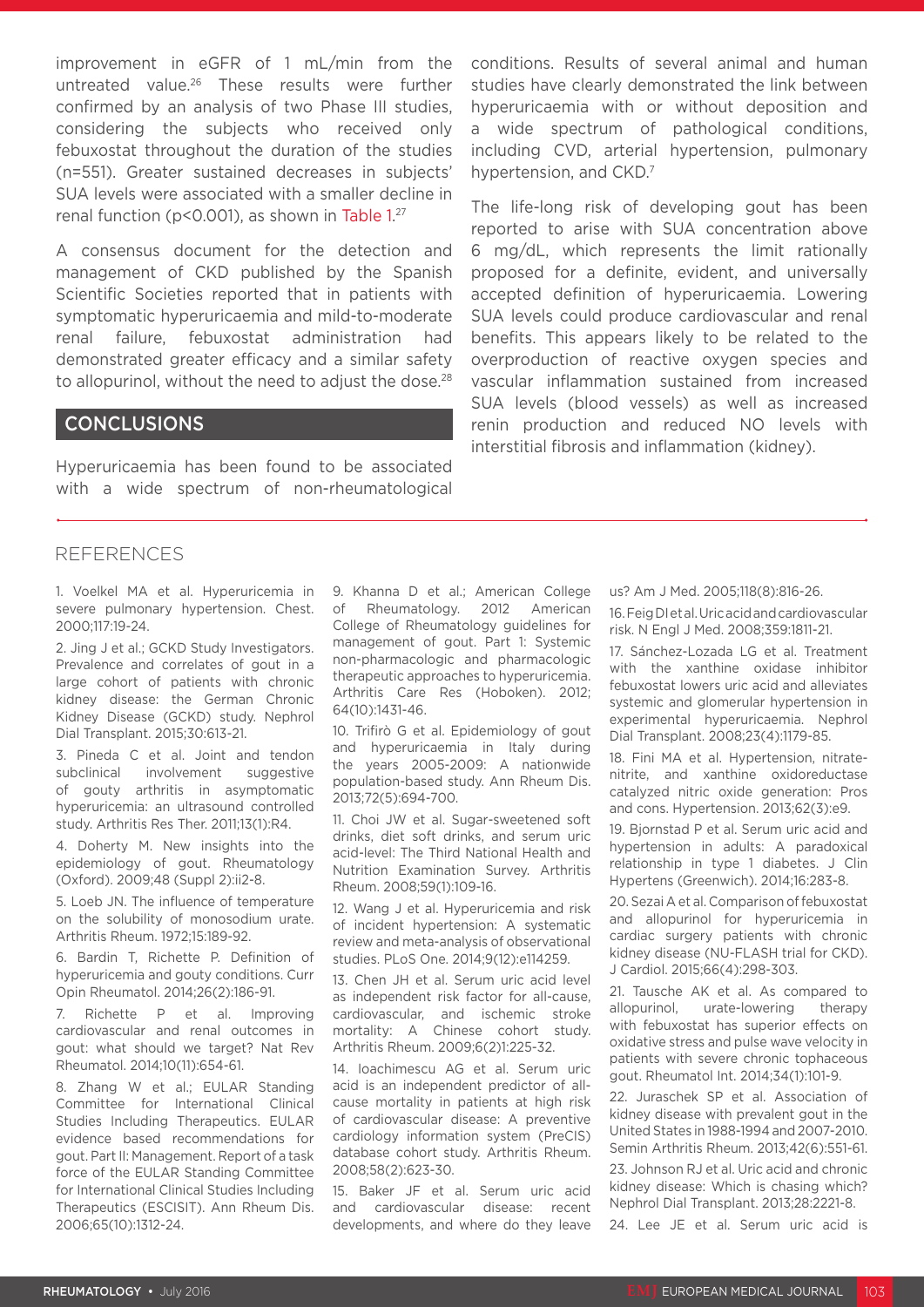improvement in eGFR of 1 mL/min from the untreated value.[26] These results were further confirmed by an analysis of two Phase III studies, considering the subjects who received only febuxostat throughout the duration of the studies (n=551). Greater sustained decreases in subjects' SUA levels were associated with a smaller decline in renal function ($p<0.001$), as shown in Table 1.[27]

A consensus document for the detection and management of CKD published by the Spanish Scientific Societies reported that in patients with symptomatic hyperuricaemia and mild-to-moderate renal failure, febuxostat administration had demonstrated greater efficacy and a similar safety to allopurinol, without the need to adjust the dose.[28]

## CONCLUSIONS

Hyperuricaemia has been found to be associated with a wide spectrum of non-rheumatological conditions. Results of several animal and human studies have clearly demonstrated the link between hyperuricaemia with or without deposition and a wide spectrum of pathological conditions, including CVD, arterial hypertension, pulmonary hypertension, and CKD.[7]

The life-long risk of developing gout has been reported to arise with SUA concentration above 6 mg/dL, which represents the limit rationally proposed for a definite, evident, and universally accepted definition of hyperuricaemia. Lowering SUA levels could produce cardiovascular and renal benefits. This appears likely to be related to the overproduction of reactive oxygen species and vascular inflammation sustained from increased SUA levels (blood vessels) as well as increased renin production and reduced NO levels with interstitial fibrosis and inflammation (kidney).

## REFERENCES

1. Voelkel MA et al. Hyperuricemia in severe pulmonary hypertension. Chest. 2000;117:19-24.
2. Jing J et al.; GCKD Study Investigators. Prevalence and correlates of gout in a large cohort of patients with chronic kidney disease: the German Chronic Kidney Disease (GCKD) study. Nephrol Dial Transplant. 2015;30:613-21.
3. Pineda C et al. Joint and tendon subclinical involvement suggestive of gouty arthritis in asymptomatic hyperuricemia: an ultrasound controlled study. Arthritis Res Ther. 2011;13(1):R4.
4. Doherty M. New insights into the epidemiology of gout. Rheumatology (Oxford). 2009;48 (Suppl 2):ii2-8.
5. Loeb JN. The influence of temperature on the solubility of monosodium urate. Arthritis Rheum. 1972;15:189-92.
6. Bardin T, Richette P. Definition of hyperuricemia and gouty conditions. Curr Opin Rheumatol. 2014;26(2):186-91.
7. Richette P et al. Improving cardiovascular and renal outcomes in gout: what should we target? Nat Rev Rheumatol. 2014;10(11):654-61.
8. Zhang W et al.; EULAR Standing Committee for International Clinical Studies Including Therapeutics. EULAR evidence based recommendations for gout. Part II: Management. Report of a task force of the EULAR Standing Committee for International Clinical Studies Including Therapeutics (ESCISIT). Ann Rheum Dis. 2006;65(10):1312-24.
9. Khanna D et al.; American College of Rheumatology. 2012 American College of Rheumatology guidelines for management of gout. Part 1: Systemic non-pharmacologic and pharmacologic therapeutic approaches to hyperuricemia. Arthritis Care Res (Hoboken). 2012; 64(10):1431-46.
10. Trifirò G et al. Epidemiology of gout and hyperuricaemia in Italy during the years 2005-2009: A nationwide population-based study. Ann Rheum Dis. 2013;72(5):694-700.
11. Choi JW et al. Sugar-sweetened soft drinks, diet soft drinks, and serum uric acid-level: The Third National Health and Nutrition Examination Survey. Arthritis Rheum. 2008;59(1):109-16.
12. Wang J et al. Hyperuricemia and risk of incident hypertension: A systematic review and meta-analysis of observational studies. PLoS One. 2014;9(12):e114259.
13. Chen JH et al. Serum uric acid level as independent risk factor for all-cause, cardiovascular, and ischemic stroke mortality: A Chinese cohort study. Arthritis Rheum. 2009;6(2)1:225-32.
14. Ioachimescu AG et al. Serum uric acid is an independent predictor of all-cause mortality in patients at high risk of cardiovascular disease: A preventive cardiology information system (PreCIS) database cohort study. Arthritis Rheum. 2008;58(2):623-30.
15. Baker JF et al. Serum uric acid and cardiovascular disease: recent developments, and where do they leave us? Am J Med. 2005;118(8):816-26.
16. Feig DI et al. Uric acid and cardiovascular risk. N Engl J Med. 2008;359:1811-21.
17. Sánchez-Lozada LG et al. Treatment with the xanthine oxidase inhibitor febuxostat lowers uric acid and alleviates systemic and glomerular hypertension in experimental hyperuricaemia. Nephrol Dial Transplant. 2008;23(4):1179-85.
18. Fini MA et al. Hypertension, nitrate-nitrite, and xanthine oxidoreductase catalyzed nitric oxide generation: Pros and cons. Hypertension. 2013;62(3):e9.
19. Bjornstad P et al. Serum uric acid and hypertension in adults: A paradoxical relationship in type 1 diabetes. J Clin Hypertens (Greenwich). 2014;16:283-8.
20. Sezai A et al. Comparison of febuxostat and allopurinol for hyperuricemia in cardiac surgery patients with chronic kidney disease (NU-FLASH trial for CKD). J Cardiol. 2015;66(4):298-303.
21. Tausche AK et al. As compared to allopurinol, urate-lowering therapy with febuxostat has superior effects on oxidative stress and pulse wave velocity in patients with severe chronic tophaceous gout. Rheumatol Int. 2014;34(1):101-9.
22. Juraschek SP et al. Association of kidney disease with prevalent gout in the United States in 1988-1994 and 2007-2010. Semin Arthritis Rheum. 2013;42(6):551-61.
23. Johnson RJ et al. Uric acid and chronic kidney disease: Which is chasing which? Nephrol Dial Transplant. 2013;28:2221-8.
24. Lee JE et al. Serum uric acid is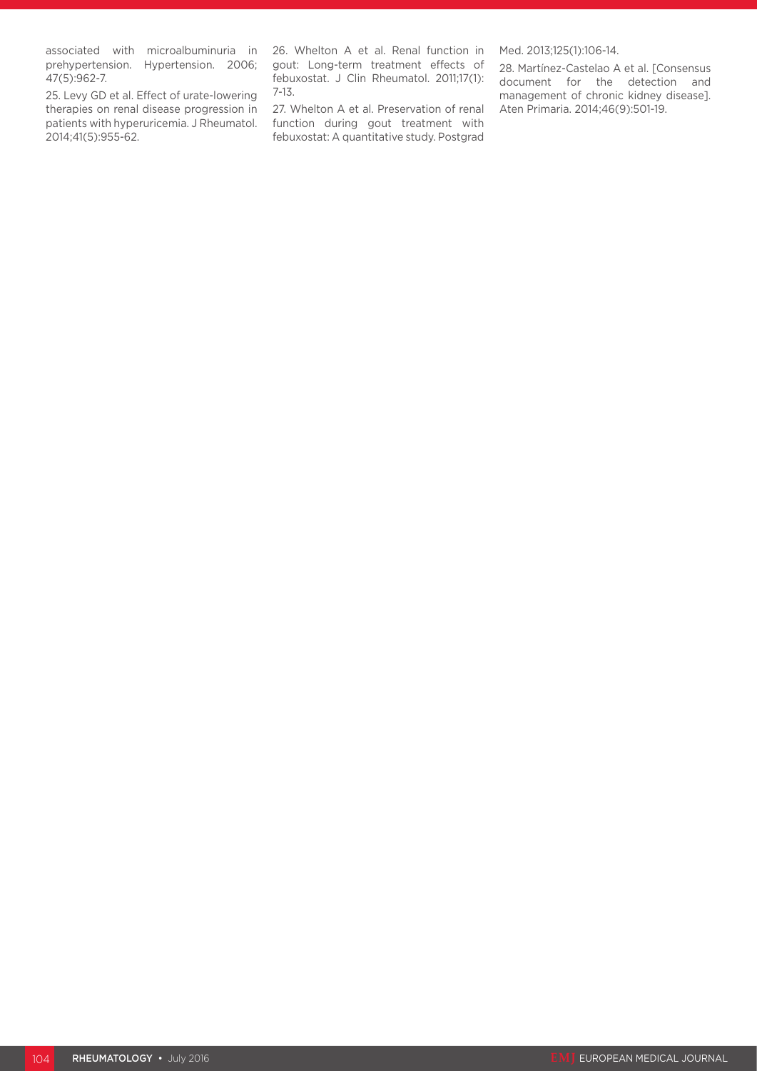associated with microalbuminuria in prehypertension. Hypertension. 2006;47(5):962-7.

25. Levy GD et al. Effect of urate-lowering therapies on renal disease progression in patients with hyperuricemia. J Rheumatol. 2014;41(5):955-62.

26. Whelton A et al. Renal function in gout: Long-term treatment effects of febuxostat. J Clin Rheumatol. 2011;17(1):7-13.

27. Whelton A et al. Preservation of renal function during gout treatment with febuxostat: A quantitative study. Postgrad Med. 2013;125(1):106-14.

28. Martínez-Castelao A et al. [Consensus document for the detection and management of chronic kidney disease]. Aten Primaria. 2014;46(9):501-19.